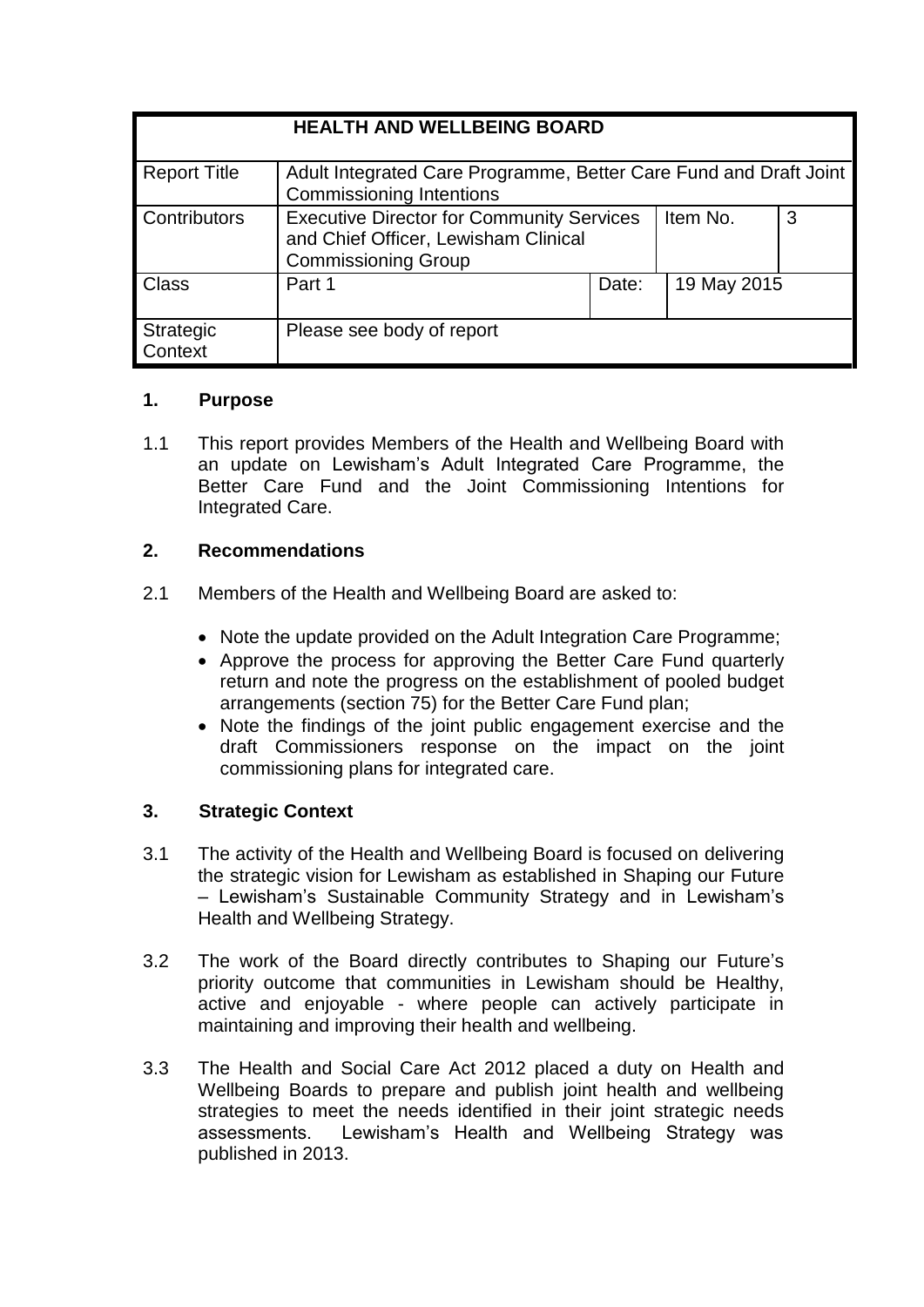| HEALTH AND WELLBEING BOARD | | | | |
|---|---|---|---|---|
| Report Title | Adult Integrated Care Programme, Better Care Fund and Draft Joint Commissioning Intentions | | | |
| Contributors | Executive Director for Community Services and Chief Officer, Lewisham Clinical Commissioning Group | | Item No. | 3 |
| Class | Part 1 | Date: | 19 May 2015 | |
| Strategic Context | Please see body of report | | | |

## 1. Purpose

1.1 This report provides Members of the Health and Wellbeing Board with an update on Lewisham's Adult Integrated Care Programme, the Better Care Fund and the Joint Commissioning Intentions for Integrated Care.

## 2. Recommendations

2.1 Members of the Health and Wellbeing Board are asked to:

- Note the update provided on the Adult Integration Care Programme;
- Approve the process for approving the Better Care Fund quarterly return and note the progress on the establishment of pooled budget arrangements (section 75) for the Better Care Fund plan;
- Note the findings of the joint public engagement exercise and the draft Commissioners response on the impact on the joint commissioning plans for integrated care.

## 3. Strategic Context

3.1 The activity of the Health and Wellbeing Board is focused on delivering the strategic vision for Lewisham as established in Shaping our Future – Lewisham's Sustainable Community Strategy and in Lewisham's Health and Wellbeing Strategy.

3.2 The work of the Board directly contributes to Shaping our Future's priority outcome that communities in Lewisham should be Healthy, active and enjoyable - where people can actively participate in maintaining and improving their health and wellbeing.

3.3 The Health and Social Care Act 2012 placed a duty on Health and Wellbeing Boards to prepare and publish joint health and wellbeing strategies to meet the needs identified in their joint strategic needs assessments. Lewisham's Health and Wellbeing Strategy was published in 2013.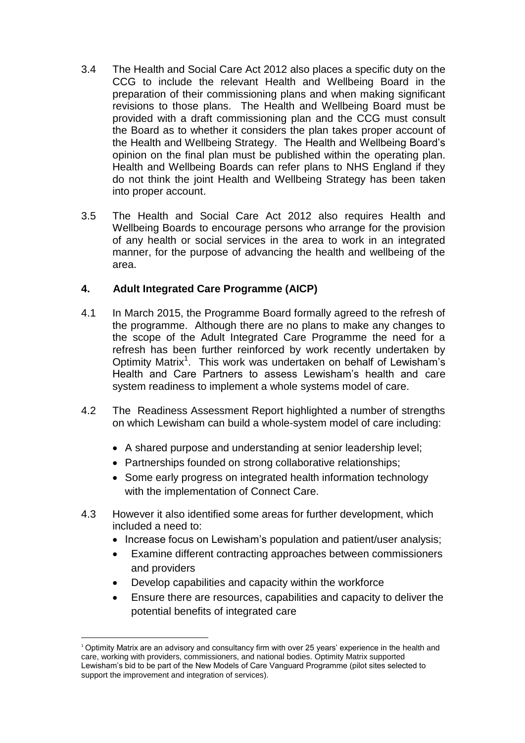3.4 The Health and Social Care Act 2012 also places a specific duty on the CCG to include the relevant Health and Wellbeing Board in the preparation of their commissioning plans and when making significant revisions to those plans. The Health and Wellbeing Board must be provided with a draft commissioning plan and the CCG must consult the Board as to whether it considers the plan takes proper account of the Health and Wellbeing Strategy. The Health and Wellbeing Board's opinion on the final plan must be published within the operating plan. Health and Wellbeing Boards can refer plans to NHS England if they do not think the joint Health and Wellbeing Strategy has been taken into proper account.

3.5 The Health and Social Care Act 2012 also requires Health and Wellbeing Boards to encourage persons who arrange for the provision of any health or social services in the area to work in an integrated manner, for the purpose of advancing the health and wellbeing of the area.

## 4. Adult Integrated Care Programme (AICP)

4.1 In March 2015, the Programme Board formally agreed to the refresh of the programme. Although there are no plans to make any changes to the scope of the Adult Integrated Care Programme the need for a refresh has been further reinforced by work recently undertaken by Optimity Matrix[1]. This work was undertaken on behalf of Lewisham's Health and Care Partners to assess Lewisham's health and care system readiness to implement a whole systems model of care.

4.2 The Readiness Assessment Report highlighted a number of strengths on which Lewisham can build a whole-system model of care including:

- A shared purpose and understanding at senior leadership level;
- Partnerships founded on strong collaborative relationships;
- Some early progress on integrated health information technology with the implementation of Connect Care.

4.3 However it also identified some areas for further development, which included a need to:

- Increase focus on Lewisham's population and patient/user analysis;
- Examine different contracting approaches between commissioners and providers
- Develop capabilities and capacity within the workforce
- Ensure there are resources, capabilities and capacity to deliver the potential benefits of integrated care

[1] Optimity Matrix are an advisory and consultancy firm with over 25 years' experience in the health and care, working with providers, commissioners, and national bodies. Optimity Matrix supported Lewisham's bid to be part of the New Models of Care Vanguard Programme (pilot sites selected to support the improvement and integration of services).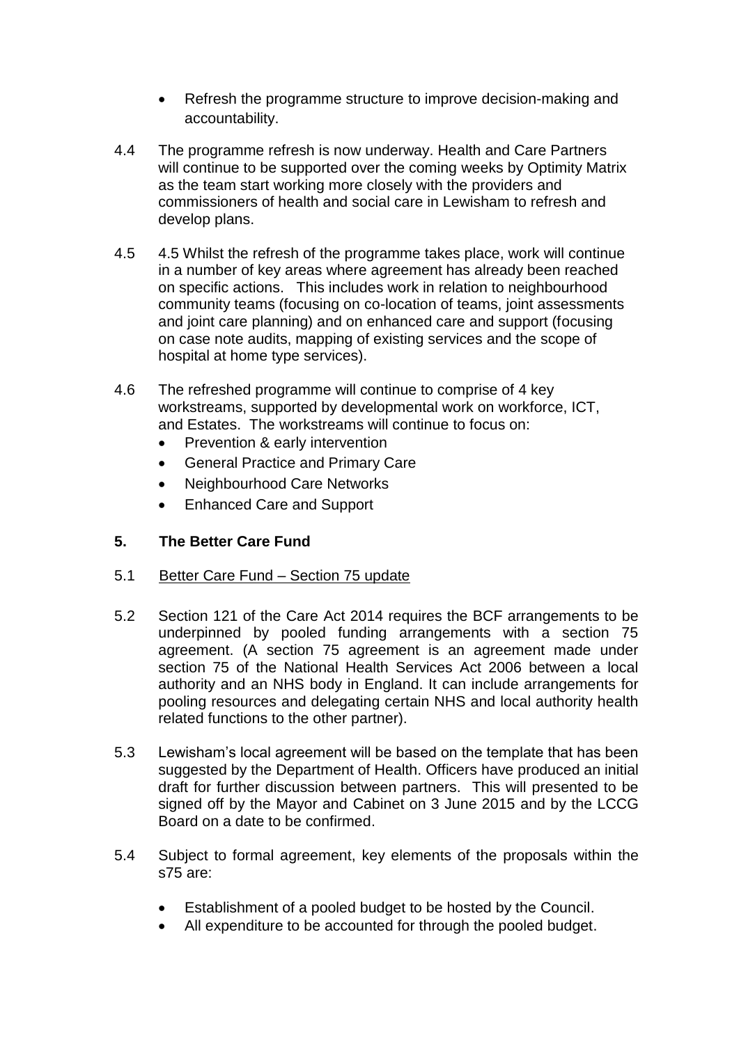- Refresh the programme structure to improve decision-making and accountability.

4.4 The programme refresh is now underway. Health and Care Partners will continue to be supported over the coming weeks by Optimity Matrix as the team start working more closely with the providers and commissioners of health and social care in Lewisham to refresh and develop plans.

4.5 4.5 Whilst the refresh of the programme takes place, work will continue in a number of key areas where agreement has already been reached on specific actions. This includes work in relation to neighbourhood community teams (focusing on co-location of teams, joint assessments and joint care planning) and on enhanced care and support (focusing on case note audits, mapping of existing services and the scope of hospital at home type services).

4.6 The refreshed programme will continue to comprise of 4 key workstreams, supported by developmental work on workforce, ICT, and Estates. The workstreams will continue to focus on:

- Prevention & early intervention
- General Practice and Primary Care
- Neighbourhood Care Networks
- Enhanced Care and Support

## 5. The Better Care Fund

5.1 <u>Better Care Fund – Section 75 update</u>

5.2 Section 121 of the Care Act 2014 requires the BCF arrangements to be underpinned by pooled funding arrangements with a section 75 agreement. (A section 75 agreement is an agreement made under section 75 of the National Health Services Act 2006 between a local authority and an NHS body in England. It can include arrangements for pooling resources and delegating certain NHS and local authority health related functions to the other partner).

5.3 Lewisham's local agreement will be based on the template that has been suggested by the Department of Health. Officers have produced an initial draft for further discussion between partners. This will presented to be signed off by the Mayor and Cabinet on 3 June 2015 and by the LCCG Board on a date to be confirmed.

5.4 Subject to formal agreement, key elements of the proposals within the s75 are:

- Establishment of a pooled budget to be hosted by the Council.
- All expenditure to be accounted for through the pooled budget.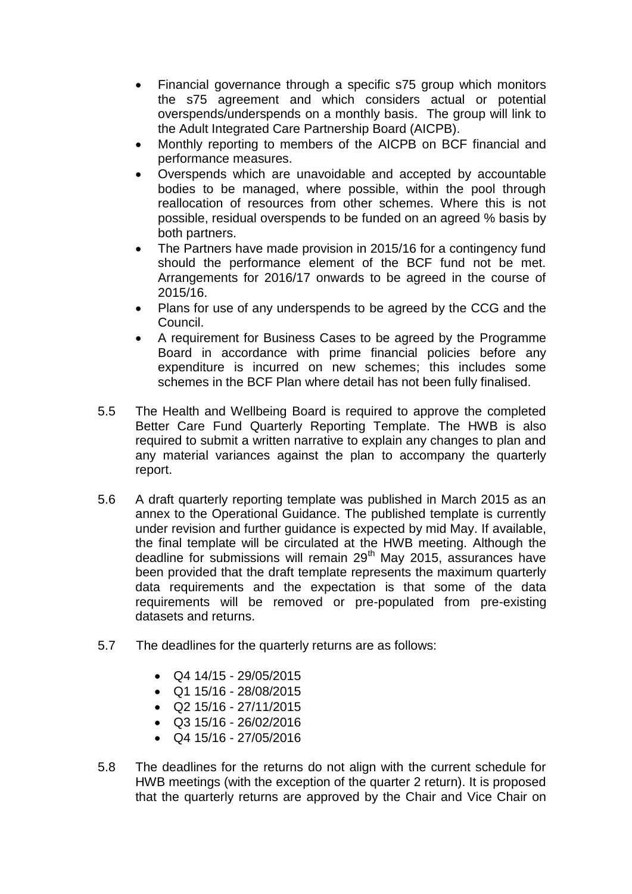- Financial governance through a specific s75 group which monitors the s75 agreement and which considers actual or potential overspends/underspends on a monthly basis. The group will link to the Adult Integrated Care Partnership Board (AICPB).
- Monthly reporting to members of the AICPB on BCF financial and performance measures.
- Overspends which are unavoidable and accepted by accountable bodies to be managed, where possible, within the pool through reallocation of resources from other schemes. Where this is not possible, residual overspends to be funded on an agreed % basis by both partners.
- The Partners have made provision in 2015/16 for a contingency fund should the performance element of the BCF fund not be met. Arrangements for 2016/17 onwards to be agreed in the course of 2015/16.
- Plans for use of any underspends to be agreed by the CCG and the Council.
- A requirement for Business Cases to be agreed by the Programme Board in accordance with prime financial policies before any expenditure is incurred on new schemes; this includes some schemes in the BCF Plan where detail has not been fully finalised.

5.5 The Health and Wellbeing Board is required to approve the completed Better Care Fund Quarterly Reporting Template. The HWB is also required to submit a written narrative to explain any changes to plan and any material variances against the plan to accompany the quarterly report.

5.6 A draft quarterly reporting template was published in March 2015 as an annex to the Operational Guidance. The published template is currently under revision and further guidance is expected by mid May. If available, the final template will be circulated at the HWB meeting. Although the deadline for submissions will remain 29th May 2015, assurances have been provided that the draft template represents the maximum quarterly data requirements and the expectation is that some of the data requirements will be removed or pre-populated from pre-existing datasets and returns.

5.7 The deadlines for the quarterly returns are as follows:

- Q4 14/15 - 29/05/2015
- Q1 15/16 - 28/08/2015
- Q2 15/16 - 27/11/2015
- Q3 15/16 - 26/02/2016
- Q4 15/16 - 27/05/2016

5.8 The deadlines for the returns do not align with the current schedule for HWB meetings (with the exception of the quarter 2 return). It is proposed that the quarterly returns are approved by the Chair and Vice Chair on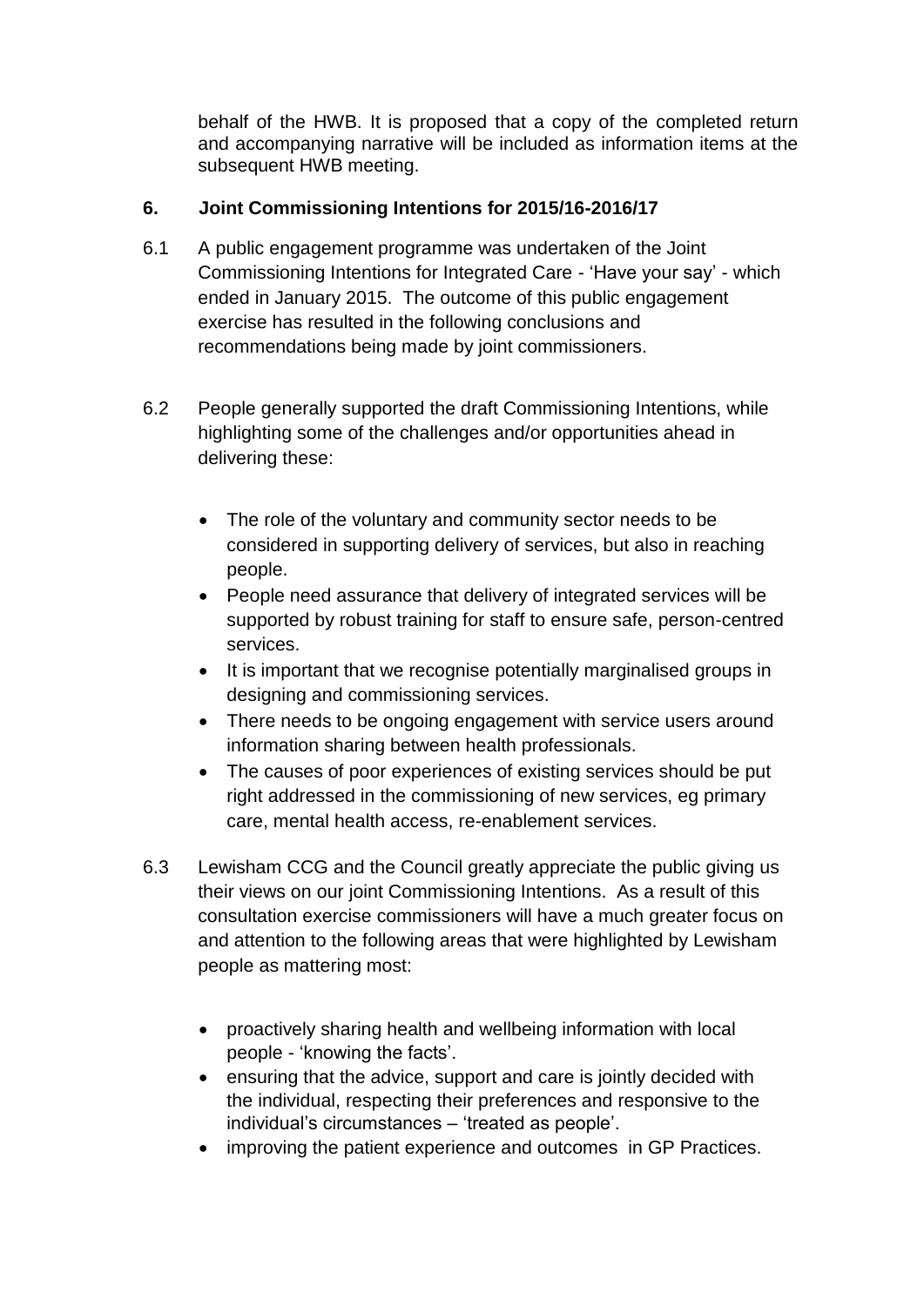behalf of the HWB. It is proposed that a copy of the completed return and accompanying narrative will be included as information items at the subsequent HWB meeting.

## 6. Joint Commissioning Intentions for 2015/16-2016/17

6.1 A public engagement programme was undertaken of the Joint Commissioning Intentions for Integrated Care - 'Have your say' - which ended in January 2015. The outcome of this public engagement exercise has resulted in the following conclusions and recommendations being made by joint commissioners.

6.2 People generally supported the draft Commissioning Intentions, while highlighting some of the challenges and/or opportunities ahead in delivering these:

- The role of the voluntary and community sector needs to be considered in supporting delivery of services, but also in reaching people.
- People need assurance that delivery of integrated services will be supported by robust training for staff to ensure safe, person-centred services.
- It is important that we recognise potentially marginalised groups in designing and commissioning services.
- There needs to be ongoing engagement with service users around information sharing between health professionals.
- The causes of poor experiences of existing services should be put right addressed in the commissioning of new services, eg primary care, mental health access, re-enablement services.

6.3 Lewisham CCG and the Council greatly appreciate the public giving us their views on our joint Commissioning Intentions. As a result of this consultation exercise commissioners will have a much greater focus on and attention to the following areas that were highlighted by Lewisham people as mattering most:

- proactively sharing health and wellbeing information with local people - 'knowing the facts'.
- ensuring that the advice, support and care is jointly decided with the individual, respecting their preferences and responsive to the individual's circumstances – 'treated as people'.
- improving the patient experience and outcomes in GP Practices.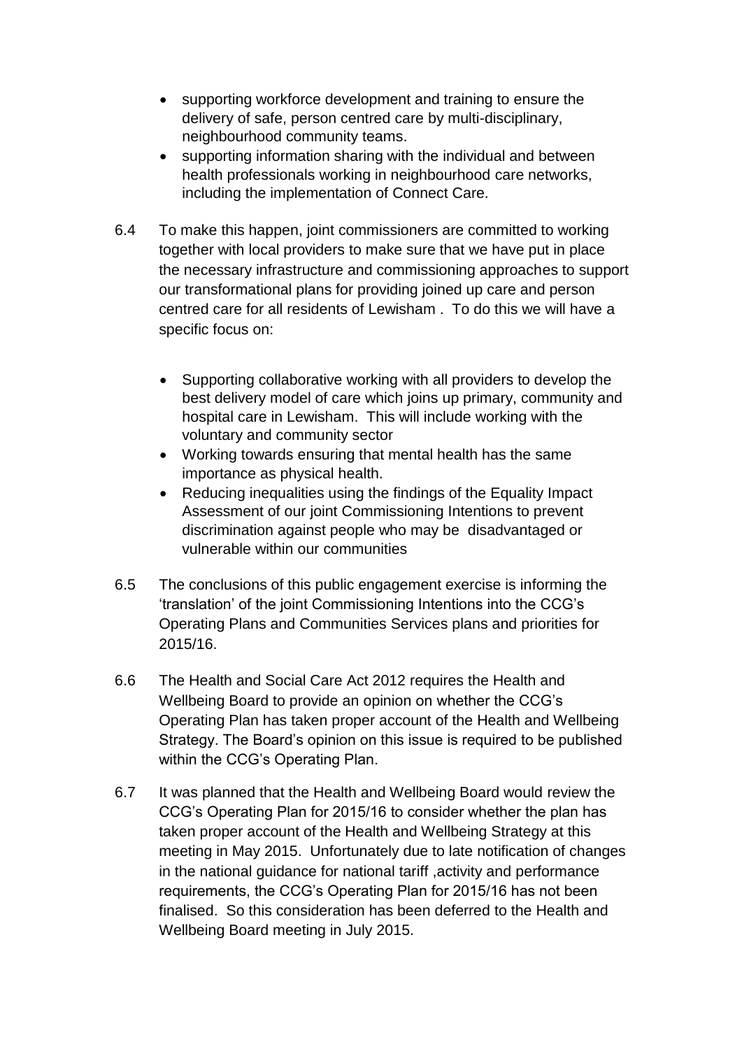- supporting workforce development and training to ensure the delivery of safe, person centred care by multi-disciplinary, neighbourhood community teams.
- supporting information sharing with the individual and between health professionals working in neighbourhood care networks, including the implementation of Connect Care.

6.4 To make this happen, joint commissioners are committed to working together with local providers to make sure that we have put in place the necessary infrastructure and commissioning approaches to support our transformational plans for providing joined up care and person centred care for all residents of Lewisham . To do this we will have a specific focus on:

- Supporting collaborative working with all providers to develop the best delivery model of care which joins up primary, community and hospital care in Lewisham. This will include working with the voluntary and community sector
- Working towards ensuring that mental health has the same importance as physical health.
- Reducing inequalities using the findings of the Equality Impact Assessment of our joint Commissioning Intentions to prevent discrimination against people who may be disadvantaged or vulnerable within our communities

6.5 The conclusions of this public engagement exercise is informing the 'translation' of the joint Commissioning Intentions into the CCG's Operating Plans and Communities Services plans and priorities for 2015/16.

6.6 The Health and Social Care Act 2012 requires the Health and Wellbeing Board to provide an opinion on whether the CCG's Operating Plan has taken proper account of the Health and Wellbeing Strategy. The Board's opinion on this issue is required to be published within the CCG's Operating Plan.

6.7 It was planned that the Health and Wellbeing Board would review the CCG's Operating Plan for 2015/16 to consider whether the plan has taken proper account of the Health and Wellbeing Strategy at this meeting in May 2015. Unfortunately due to late notification of changes in the national guidance for national tariff ,activity and performance requirements, the CCG's Operating Plan for 2015/16 has not been finalised. So this consideration has been deferred to the Health and Wellbeing Board meeting in July 2015.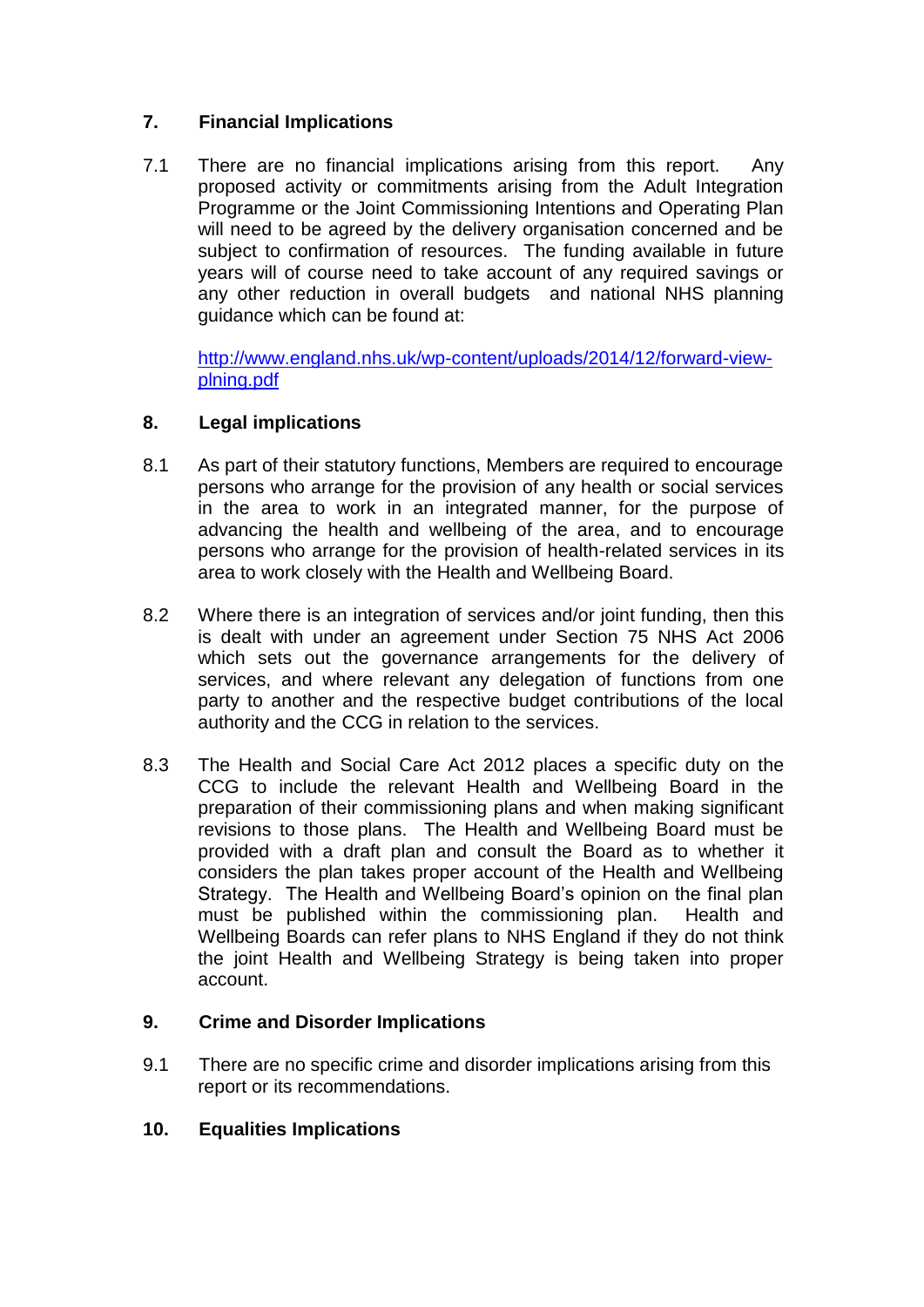## 7. Financial Implications

7.1 There are no financial implications arising from this report. Any proposed activity or commitments arising from the Adult Integration Programme or the Joint Commissioning Intentions and Operating Plan will need to be agreed by the delivery organisation concerned and be subject to confirmation of resources. The funding available in future years will of course need to take account of any required savings or any other reduction in overall budgets and national NHS planning guidance which can be found at:

[http://www.england.nhs.uk/wp-content/uploads/2014/12/forward-view-plning.pdf](http://www.england.nhs.uk/wp-content/uploads/2014/12/forward-view-plning.pdf)

## 8. Legal implications

8.1 As part of their statutory functions, Members are required to encourage persons who arrange for the provision of any health or social services in the area to work in an integrated manner, for the purpose of advancing the health and wellbeing of the area, and to encourage persons who arrange for the provision of health-related services in its area to work closely with the Health and Wellbeing Board.

8.2 Where there is an integration of services and/or joint funding, then this is dealt with under an agreement under Section 75 NHS Act 2006 which sets out the governance arrangements for the delivery of services, and where relevant any delegation of functions from one party to another and the respective budget contributions of the local authority and the CCG in relation to the services.

8.3 The Health and Social Care Act 2012 places a specific duty on the CCG to include the relevant Health and Wellbeing Board in the preparation of their commissioning plans and when making significant revisions to those plans. The Health and Wellbeing Board must be provided with a draft plan and consult the Board as to whether it considers the plan takes proper account of the Health and Wellbeing Strategy. The Health and Wellbeing Board's opinion on the final plan must be published within the commissioning plan. Health and Wellbeing Boards can refer plans to NHS England if they do not think the joint Health and Wellbeing Strategy is being taken into proper account.

## 9. Crime and Disorder Implications

9.1 There are no specific crime and disorder implications arising from this report or its recommendations.

## 10. Equalities Implications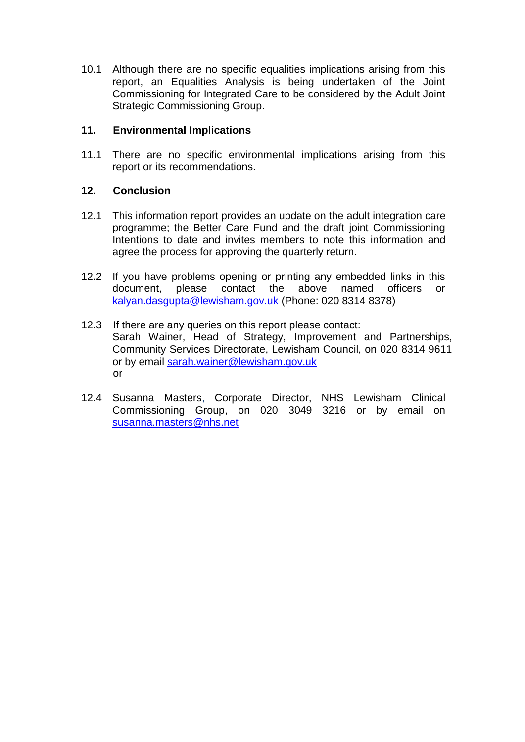10.1 Although there are no specific equalities implications arising from this report, an Equalities Analysis is being undertaken of the Joint Commissioning for Integrated Care to be considered by the Adult Joint Strategic Commissioning Group.

## 11. Environmental Implications

11.1 There are no specific environmental implications arising from this report or its recommendations.

## 12. Conclusion

12.1 This information report provides an update on the adult integration care programme; the Better Care Fund and the draft joint Commissioning Intentions to date and invites members to note this information and agree the process for approving the quarterly return.

12.2 If you have problems opening or printing any embedded links in this document, please contact the above named officers or kalyan.dasgupta@lewisham.gov.uk (Phone: 020 8314 8378)

12.3 If there are any queries on this report please contact:
Sarah Wainer, Head of Strategy, Improvement and Partnerships, Community Services Directorate, Lewisham Council, on 020 8314 9611 or by email sarah.wainer@lewisham.gov.uk
or

12.4 Susanna Masters, Corporate Director, NHS Lewisham Clinical Commissioning Group, on 020 3049 3216 or by email on susanna.masters@nhs.net